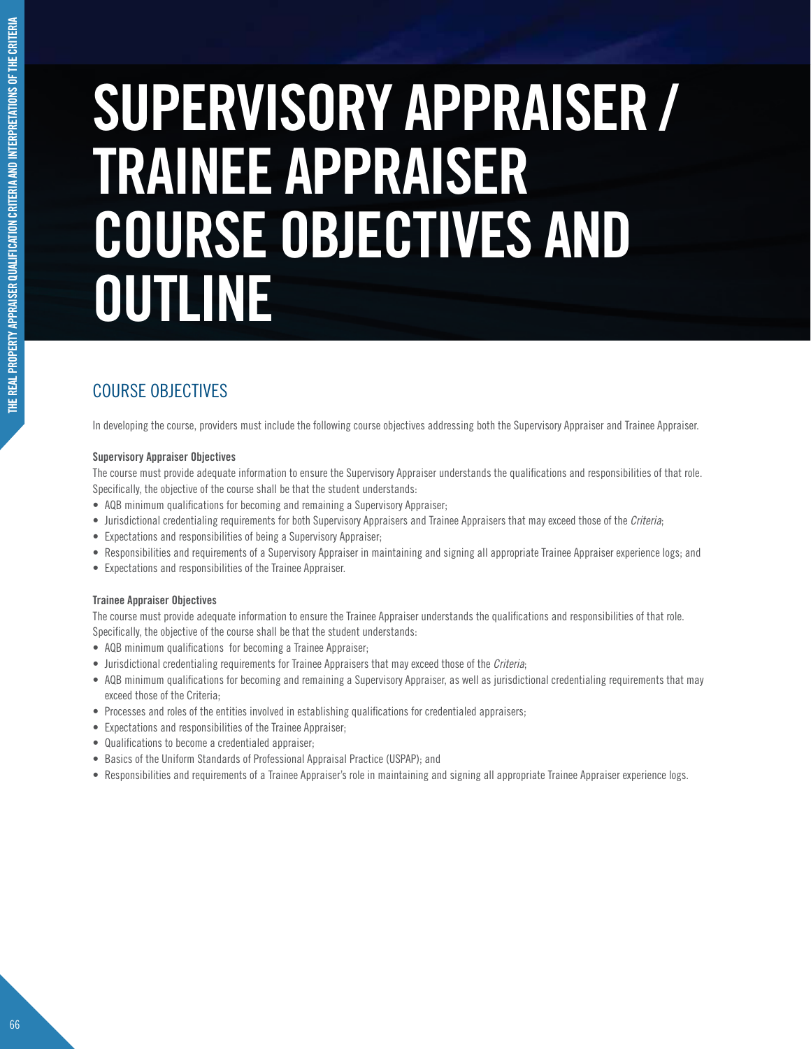# SUPERVISORY APPRAISER / TRAINEE APPRAISER COURSE OBJECTIVES AND OUTLINE

## COURSE OBJECTIVES

In developing the course, providers must include the following course objectives addressing both the Supervisory Appraiser and Trainee Appraiser.

**Supervisory Appraiser Objectives**

The course must provide adequate information to ensure the Supervisory Appraiser understands the qualifications and responsibilities of that role. Specifically, the objective of the course shall be that the student understands:

- AQB minimum qualifications for becoming and remaining a Supervisory Appraiser;
- Jurisdictional credentialing requirements for both Supervisory Appraisers and Trainee Appraisers that may exceed those of the *Criteria*;
- Expectations and responsibilities of being a Supervisory Appraiser;
- Responsibilities and requirements of a Supervisory Appraiser in maintaining and signing all appropriate Trainee Appraiser experience logs; and
- Expectations and responsibilities of the Trainee Appraiser.

**Trainee Appraiser Objectives**

The course must provide adequate information to ensure the Trainee Appraiser understands the qualifications and responsibilities of that role. Specifically, the objective of the course shall be that the student understands:

- AQB minimum qualifications for becoming a Trainee Appraiser;
- Jurisdictional credentialing requirements for Trainee Appraisers that may exceed those of the *Criteria*;
- AQB minimum qualifications for becoming and remaining a Supervisory Appraiser, as well as jurisdictional credentialing requirements that may exceed those of the Criteria;
- Processes and roles of the entities involved in establishing qualifications for credentialed appraisers;
- Expectations and responsibilities of the Trainee Appraiser;
- Qualifications to become a credentialed appraiser;
- Basics of the Uniform Standards of Professional Appraisal Practice (USPAP); and
- Responsibilities and requirements of a Trainee Appraiser's role in maintaining and signing all appropriate Trainee Appraiser experience logs.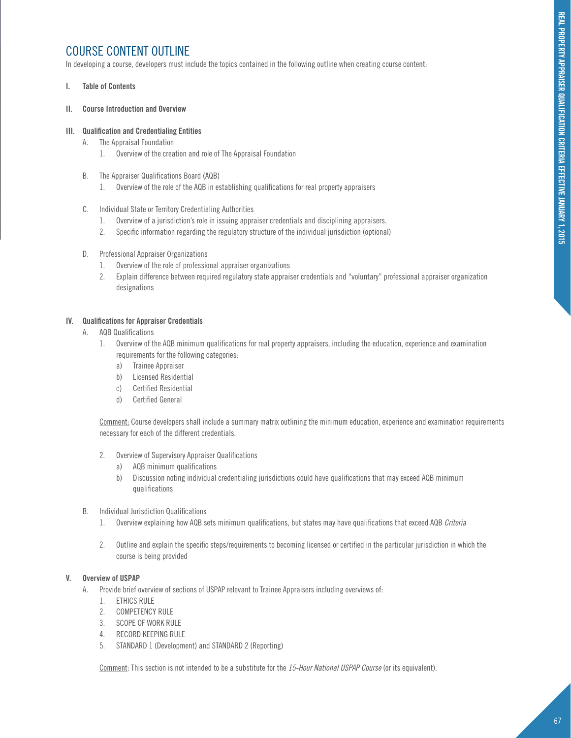# COURSE CONTENT OUTLINE

In developing a course, developers must include the topics contained in the following outline when creating course content:

**I. Table of Contents**

**II. Course Introduction and Overview**

**III. Qualification and Credentialing Entities**

- A. The Appraisal Foundation
  1. Overview of the creation and role of The Appraisal Foundation
- B. The Appraiser Qualifications Board (AQB)
  1. Overview of the role of the AQB in establishing qualifications for real property appraisers
- C. Individual State or Territory Credentialing Authorities
  1. Overview of a jurisdiction's role in issuing appraiser credentials and disciplining appraisers.
  2. Specific information regarding the regulatory structure of the individual jurisdiction (optional)
- D. Professional Appraiser Organizations
  1. Overview of the role of professional appraiser organizations
  2. Explain difference between required regulatory state appraiser credentials and "voluntary" professional appraiser organization designations

**IV. Qualifications for Appraiser Credentials**

- A. AQB Qualifications
  1. Overview of the AQB minimum qualifications for real property appraisers, including the education, experience and examination requirements for the following categories:
     - a) Trainee Appraiser
     - b) Licensed Residential
     - c) Certified Residential
     - d) Certified General

  Comment: Course developers shall include a summary matrix outlining the minimum education, experience and examination requirements necessary for each of the different credentials.

  2. Overview of Supervisory Appraiser Qualifications
     - a) AQB minimum qualifications
     - b) Discussion noting individual credentialing jurisdictions could have qualifications that may exceed AQB minimum qualifications
- B. Individual Jurisdiction Qualifications
  1. Overview explaining how AQB sets minimum qualifications, but states may have qualifications that exceed AQB *Criteria*
  2. Outline and explain the specific steps/requirements to becoming licensed or certified in the particular jurisdiction in which the course is being provided

**V. Overview of USPAP**

- A. Provide brief overview of sections of USPAP relevant to Trainee Appraisers including overviews of:
  1. ETHICS RULE
  2. COMPETENCY RULE
  3. SCOPE OF WORK RULE
  4. RECORD KEEPING RULE
  5. STANDARD 1 (Development) and STANDARD 2 (Reporting)

  Comment: This section is not intended to be a substitute for the *15-Hour National USPAP Course* (or its equivalent).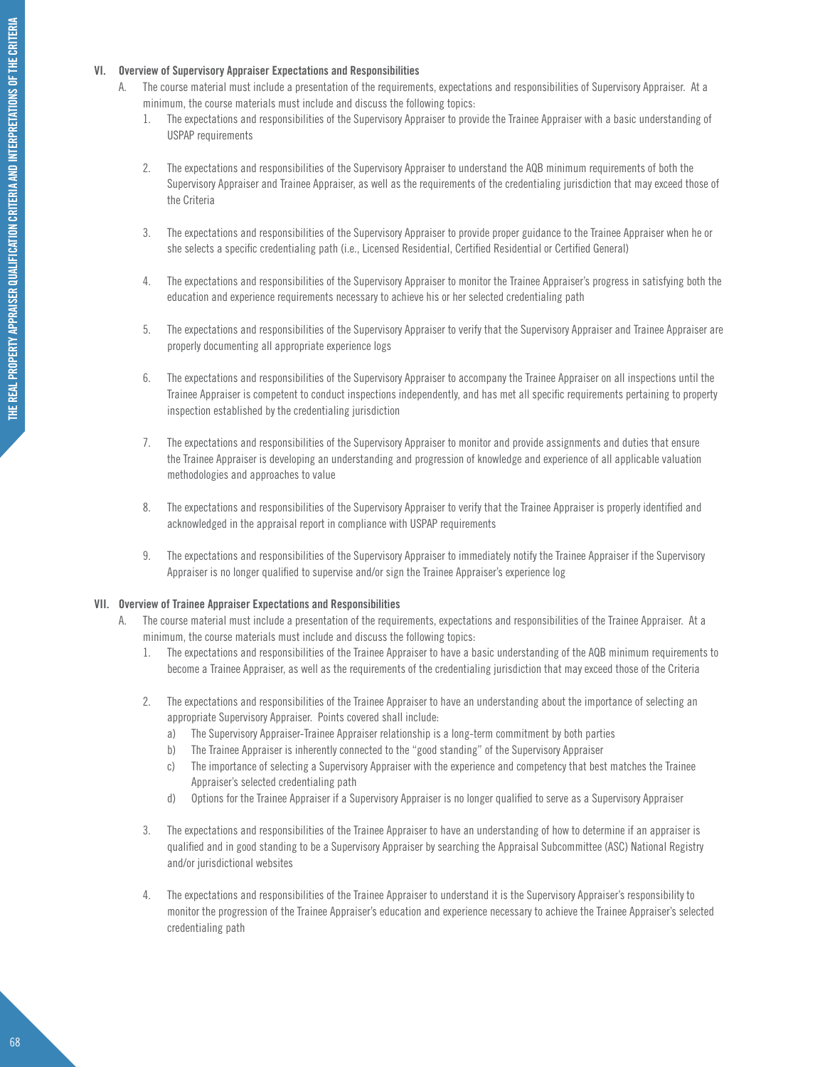### VI. Overview of Supervisory Appraiser Expectations and Responsibilities

A. The course material must include a presentation of the requirements, expectations and responsibilities of Supervisory Appraiser. At a minimum, the course materials must include and discuss the following topics:

1. The expectations and responsibilities of the Supervisory Appraiser to provide the Trainee Appraiser with a basic understanding of USPAP requirements

2. The expectations and responsibilities of the Supervisory Appraiser to understand the AQB minimum requirements of both the Supervisory Appraiser and Trainee Appraiser, as well as the requirements of the credentialing jurisdiction that may exceed those of the Criteria

3. The expectations and responsibilities of the Supervisory Appraiser to provide proper guidance to the Trainee Appraiser when he or she selects a specific credentialing path (i.e., Licensed Residential, Certified Residential or Certified General)

4. The expectations and responsibilities of the Supervisory Appraiser to monitor the Trainee Appraiser's progress in satisfying both the education and experience requirements necessary to achieve his or her selected credentialing path

5. The expectations and responsibilities of the Supervisory Appraiser to verify that the Supervisory Appraiser and Trainee Appraiser are properly documenting all appropriate experience logs

6. The expectations and responsibilities of the Supervisory Appraiser to accompany the Trainee Appraiser on all inspections until the Trainee Appraiser is competent to conduct inspections independently, and has met all specific requirements pertaining to property inspection established by the credentialing jurisdiction

7. The expectations and responsibilities of the Supervisory Appraiser to monitor and provide assignments and duties that ensure the Trainee Appraiser is developing an understanding and progression of knowledge and experience of all applicable valuation methodologies and approaches to value

8. The expectations and responsibilities of the Supervisory Appraiser to verify that the Trainee Appraiser is properly identified and acknowledged in the appraisal report in compliance with USPAP requirements

9. The expectations and responsibilities of the Supervisory Appraiser to immediately notify the Trainee Appraiser if the Supervisory Appraiser is no longer qualified to supervise and/or sign the Trainee Appraiser's experience log

### VII. Overview of Trainee Appraiser Expectations and Responsibilities

A. The course material must include a presentation of the requirements, expectations and responsibilities of the Trainee Appraiser. At a minimum, the course materials must include and discuss the following topics:

1. The expectations and responsibilities of the Trainee Appraiser to have a basic understanding of the AQB minimum requirements to become a Trainee Appraiser, as well as the requirements of the credentialing jurisdiction that may exceed those of the Criteria

2. The expectations and responsibilities of the Trainee Appraiser to have an understanding about the importance of selecting an appropriate Supervisory Appraiser. Points covered shall include:
   a) The Supervisory Appraiser-Trainee Appraiser relationship is a long-term commitment by both parties
   b) The Trainee Appraiser is inherently connected to the "good standing" of the Supervisory Appraiser
   c) The importance of selecting a Supervisory Appraiser with the experience and competency that best matches the Trainee Appraiser's selected credentialing path
   d) Options for the Trainee Appraiser if a Supervisory Appraiser is no longer qualified to serve as a Supervisory Appraiser

3. The expectations and responsibilities of the Trainee Appraiser to have an understanding of how to determine if an appraiser is qualified and in good standing to be a Supervisory Appraiser by searching the Appraisal Subcommittee (ASC) National Registry and/or jurisdictional websites

4. The expectations and responsibilities of the Trainee Appraiser to understand it is the Supervisory Appraiser's responsibility to monitor the progression of the Trainee Appraiser's education and experience necessary to achieve the Trainee Appraiser's selected credentialing path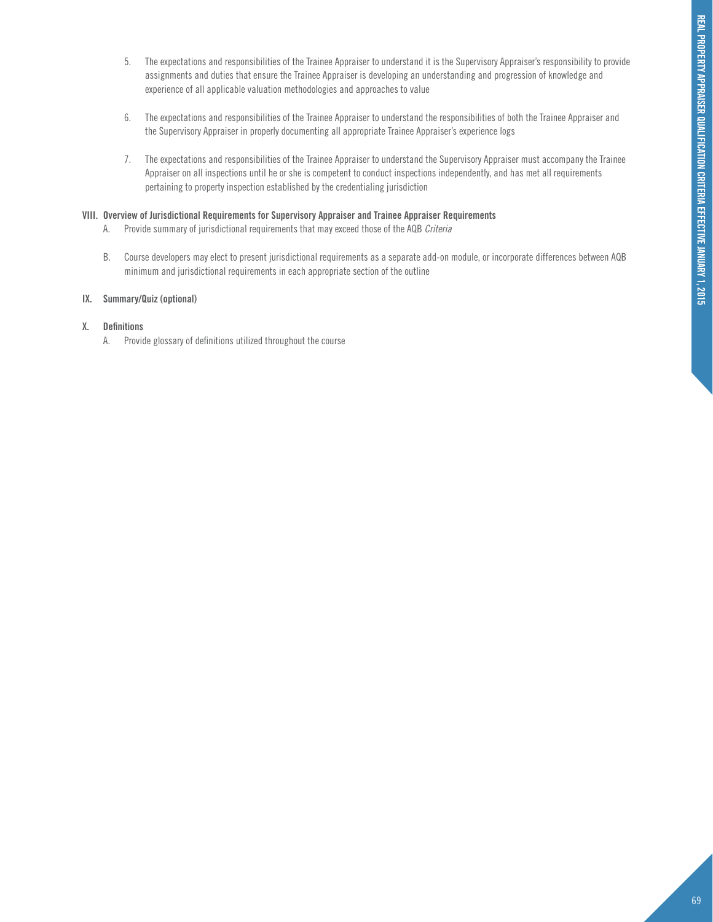5. The expectations and responsibilities of the Trainee Appraiser to understand it is the Supervisory Appraiser's responsibility to provide assignments and duties that ensure the Trainee Appraiser is developing an understanding and progression of knowledge and experience of all applicable valuation methodologies and approaches to value

6. The expectations and responsibilities of the Trainee Appraiser to understand the responsibilities of both the Trainee Appraiser and the Supervisory Appraiser in properly documenting all appropriate Trainee Appraiser's experience logs

7. The expectations and responsibilities of the Trainee Appraiser to understand the Supervisory Appraiser must accompany the Trainee Appraiser on all inspections until he or she is competent to conduct inspections independently, and has met all requirements pertaining to property inspection established by the credentialing jurisdiction

**VIII. Overview of Jurisdictional Requirements for Supervisory Appraiser and Trainee Appraiser Requirements**

A. Provide summary of jurisdictional requirements that may exceed those of the AQB *Criteria*

B. Course developers may elect to present jurisdictional requirements as a separate add-on module, or incorporate differences between AQB minimum and jurisdictional requirements in each appropriate section of the outline

**IX. Summary/Quiz (optional)**

**X. Definitions**

A. Provide glossary of definitions utilized throughout the course